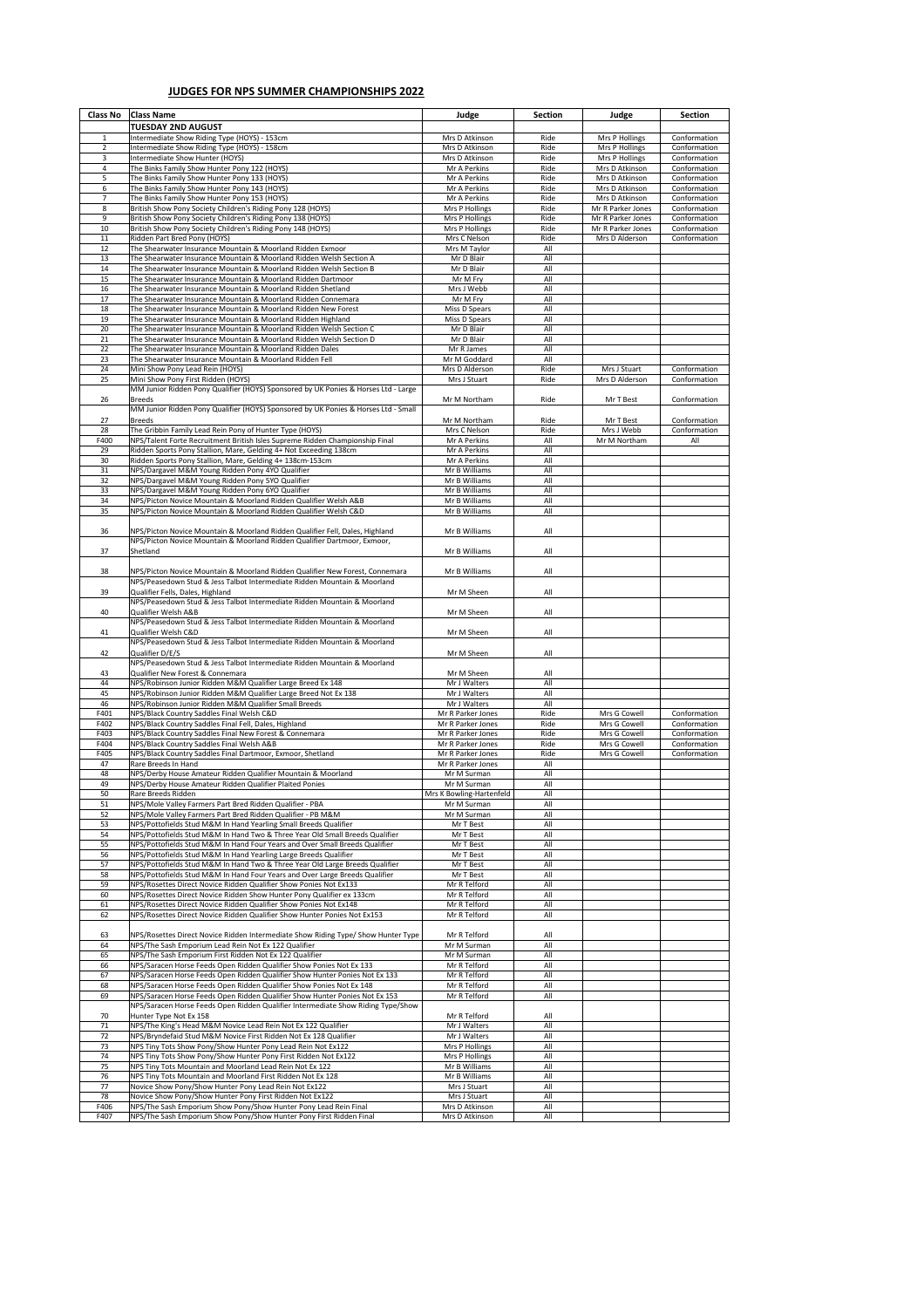## JUDGES FOR NPS SUMMER CHAMPIONSHIPS 2022

| Class No | Class Name | Judge | Section | Judge | Section |
|---|---|---|---|---|---|
| | **TUESDAY 2ND AUGUST** | | | | |
| 1 | Intermediate Show Riding Type (HOYS) - 153cm | Mrs D Atkinson | Ride | Mrs P Hollings | Conformation |
| 2 | Intermediate Show Riding Type (HOYS) - 158cm | Mrs D Atkinson | Ride | Mrs P Hollings | Conformation |
| 3 | Intermediate Show Hunter (HOYS) | Mrs D Atkinson | Ride | Mrs P Hollings | Conformation |
| 4 | The Binks Family Show Hunter Pony 122 (HOYS) | Mr A Perkins | Ride | Mrs D Atkinson | Conformation |
| 5 | The Binks Family Show Hunter Pony 133 (HOYS) | Mr A Perkins | Ride | Mrs D Atkinson | Conformation |
| 6 | The Binks Family Show Hunter Pony 143 (HOYS) | Mr A Perkins | Ride | Mrs D Atkinson | Conformation |
| 7 | The Binks Family Show Hunter Pony 153 (HOYS) | Mr A Perkins | Ride | Mrs D Atkinson | Conformation |
| 8 | British Show Pony Society Children's Riding Pony 128 (HOYS) | Mrs P Hollings | Ride | Mr R Parker Jones | Conformation |
| 9 | British Show Pony Society Children's Riding Pony 138 (HOYS) | Mrs P Hollings | Ride | Mr R Parker Jones | Conformation |
| 10 | British Show Pony Society Children's Riding Pony 148 (HOYS) | Mrs P Hollings | Ride | Mr R Parker Jones | Conformation |
| 11 | Ridden Part Bred Pony (HOYS) | Mrs C Nelson | Ride | Mrs D Alderson | Conformation |
| 12 | The Shearwater Insurance Mountain & Moorland Ridden Exmoor | Mrs M Taylor | All | | |
| 13 | The Shearwater Insurance Mountain & Moorland Ridden Welsh Section A | Mr D Blair | All | | |
| 14 | The Shearwater Insurance Mountain & Moorland Ridden Welsh Section B | Mr D Blair | All | | |
| 15 | The Shearwater Insurance Mountain & Moorland Ridden Dartmoor | Mr M Fry | All | | |
| 16 | The Shearwater Insurance Mountain & Moorland Ridden Shetland | Mrs J Webb | All | | |
| 17 | The Shearwater Insurance Mountain & Moorland Ridden Connemara | Mr M Fry | All | | |
| 18 | The Shearwater Insurance Mountain & Moorland Ridden New Forest | Miss D Spears | All | | |
| 19 | The Shearwater Insurance Mountain & Moorland Ridden Highland | Miss D Spears | All | | |
| 20 | The Shearwater Insurance Mountain & Moorland Ridden Welsh Section C | Mr D Blair | All | | |
| 21 | The Shearwater Insurance Mountain & Moorland Ridden Welsh Section D | Mr D Blair | All | | |
| 22 | The Shearwater Insurance Mountain & Moorland Ridden Dales | Mr R James | All | | |
| 23 | The Shearwater Insurance Mountain & Moorland Ridden Fell | Mr M Goddard | All | | |
| 24 | Mini Show Pony Lead Rein (HOYS) | Mrs D Alderson | Ride | Mrs J Stuart | Conformation |
| 25 | Mini Show Pony First Ridden (HOYS) | Mrs J Stuart | Ride | Mrs D Alderson | Conformation |
| 26 | MM Junior Ridden Pony Qualifier (HOYS) Sponsored by UK Ponies & Horses Ltd - Large Breeds | Mr M Northam | Ride | Mr T Best | Conformation |
| 27 | MM Junior Ridden Pony Qualifier (HOYS) Sponsored by UK Ponies & Horses Ltd - Small Breeds | Mr M Northam | Ride | Mr T Best | Conformation |
| 28 | The Gribbin Family Lead Rein Pony of Hunter Type (HOYS) | Mrs C Nelson | Ride | Mrs J Webb | Conformation |
| F400 | NPS/Talent Forte Recruitment British Isles Supreme Ridden Championship Final | Mr A Perkins | All | Mr M Northam | All |
| 29 | Ridden Sports Pony Stallion, Mare, Gelding 4+ Not Exceeding 138cm | Mr A Perkins | All | | |
| 30 | Ridden Sports Pony Stallion, Mare, Gelding 4+ 138cm-153cm | Mr A Perkins | All | | |
| 31 | NPS/Dargavel M&M Young Ridden Pony 4YO Qualifier | Mr B Williams | All | | |
| 32 | NPS/Dargavel M&M Young Ridden Pony 5YO Qualifier | Mr B Williams | All | | |
| 33 | NPS/Dargavel M&M Young Ridden Pony 6YO Qualifier | Mr B Williams | All | | |
| 34 | NPS/Picton Novice Mountain & Moorland Ridden Qualifier Welsh A&B | Mr B Williams | All | | |
| 35 | NPS/Picton Novice Mountain & Moorland Ridden Qualifier Welsh C&D | Mr B Williams | All | | |
| 36 | NPS/Picton Novice Mountain & Moorland Ridden Qualifier Fell, Dales, Highland | Mr B Williams | All | | |
| 37 | NPS/Picton Novice Mountain & Moorland Ridden Qualifier Dartmoor, Exmoor, Shetland | Mr B Williams | All | | |
| 38 | NPS/Picton Novice Mountain & Moorland Ridden Qualifier New Forest, Connemara | Mr B Williams | All | | |
| 39 | NPS/Peasedown Stud & Jess Talbot Intermediate Ridden Mountain & Moorland Qualifier Fells, Dales, Highland | Mr M Sheen | All | | |
| 40 | NPS/Peasedown Stud & Jess Talbot Intermediate Ridden Mountain & Moorland Qualifier Welsh A&B | Mr M Sheen | All | | |
| 41 | NPS/Peasedown Stud & Jess Talbot Intermediate Ridden Mountain & Moorland Qualifier Welsh C&D | Mr M Sheen | All | | |
| 42 | NPS/Peasedown Stud & Jess Talbot Intermediate Ridden Mountain & Moorland Qualifier D/E/S | Mr M Sheen | All | | |
| 43 | NPS/Peasedown Stud & Jess Talbot Intermediate Ridden Mountain & Moorland Qualifier New Forest & Connemara | Mr M Sheen | All | | |
| 44 | NPS/Robinson Junior Ridden M&M Qualifier Large Breed Ex 148 | Mr J Walters | All | | |
| 45 | NPS/Robinson Junior Ridden M&M Qualifier Large Breed Not Ex 138 | Mr J Walters | All | | |
| 46 | NPS/Robinson Junior Ridden M&M Qualifier Small Breeds | Mr J Walters | All | | |
| F401 | NPS/Black Country Saddles Final Welsh C&D | Mr R Parker Jones | Ride | Mrs G Cowell | Conformation |
| F402 | NPS/Black Country Saddles Final Fell, Dales, Highland | Mr R Parker Jones | Ride | Mrs G Cowell | Conformation |
| F403 | NPS/Black Country Saddles Final New Forest & Connemara | Mr R Parker Jones | Ride | Mrs G Cowell | Conformation |
| F404 | NPS/Black Country Saddles Final Welsh A&B | Mr R Parker Jones | Ride | Mrs G Cowell | Conformation |
| F405 | NPS/Black Country Saddles Final Dartmoor, Exmoor, Shetland | Mr R Parker Jones | Ride | Mrs G Cowell | Conformation |
| 47 | Rare Breeds In Hand | Mr R Parker Jones | All | | |
| 48 | NPS/Derby House Amateur Ridden Qualifier Mountain & Moorland | Mr M Surman | All | | |
| 49 | NPS/Derby House Amateur Ridden Qualifier Plaited Ponies | Mr M Surman | All | | |
| 50 | Rare Breeds Ridden | Mrs K Bowling-Hartenfeld | All | | |
| 51 | NPS/Mole Valley Farmers Part Bred Ridden Qualifier - PBA | Mr M Surman | All | | |
| 52 | NPS/Mole Valley Farmers Part Bred Ridden Qualifier - PB M&M | Mr M Surman | All | | |
| 53 | NPS/Pottofields Stud M&M In Hand Yearling Small Breeds Qualifier | Mr T Best | All | | |
| 54 | NPS/Pottofields Stud M&M In Hand Two & Three Year Old Small Breeds Qualifier | Mr T Best | All | | |
| 55 | NPS/Pottofields Stud M&M In Hand Four Years and Over Small Breeds Qualifier | Mr T Best | All | | |
| 56 | NPS/Pottofields Stud M&M In Hand Yearling Large Breeds Qualifier | Mr T Best | All | | |
| 57 | NPS/Pottofields Stud M&M In Hand Two & Three Year Old Large Breeds Qualifier | Mr T Best | All | | |
| 58 | NPS/Pottofields Stud M&M In Hand Four Years and Over Large Breeds Qualifier | Mr T Best | All | | |
| 59 | NPS/Rosettes Direct Novice Ridden Qualifier Show Ponies Not Ex133 | Mr R Telford | All | | |
| 60 | NPS/Rosettes Direct Novice Ridden Show Hunter Pony Qualifier ex 133cm | Mr R Telford | All | | |
| 61 | NPS/Rosettes Direct Novice Ridden Qualifier Show Ponies Not Ex148 | Mr R Telford | All | | |
| 62 | NPS/Rosettes Direct Novice Ridden Qualifier Show Hunter Ponies Not Ex153 | Mr R Telford | All | | |
| 63 | NPS/Rosettes Direct Novice Ridden Intermediate Show Riding Type/ Show Hunter Type | Mr R Telford | All | | |
| 64 | NPS/The Sash Emporium Lead Rein Not Ex 122 Qualifier | Mr M Surman | All | | |
| 65 | NPS/The Sash Emporium First Ridden Not Ex 122 Qualifier | Mr M Surman | All | | |
| 66 | NPS/Saracen Horse Feeds Open Ridden Qualifier Show Ponies Not Ex 133 | Mr R Telford | All | | |
| 67 | NPS/Saracen Horse Feeds Open Ridden Qualifier Show Hunter Ponies Not Ex 133 | Mr R Telford | All | | |
| 68 | NPS/Saracen Horse Feeds Open Ridden Qualifier Show Ponies Not Ex 148 | Mr R Telford | All | | |
| 69 | NPS/Saracen Horse Feeds Open Ridden Qualifier Show Hunter Ponies Not Ex 153 | Mr R Telford | All | | |
| 70 | NPS/Saracen Horse Feeds Open Ridden Qualifier Intermediate Show Riding Type/Show Hunter Type Not Ex 158 | Mr R Telford | All | | |
| 71 | NPS/The King's Head M&M Novice Lead Rein Not Ex 122 Qualifier | Mr J Walters | All | | |
| 72 | NPS/Bryndefaid Stud M&M Novice First Ridden Not Ex 128 Qualifier | Mr J Walters | All | | |
| 73 | NPS Tiny Tots Show Pony/Show Hunter Pony Lead Rein Not Ex122 | Mrs P Hollings | All | | |
| 74 | NPS Tiny Tots Show Pony/Show Hunter Pony First Ridden Not Ex122 | Mrs P Hollings | All | | |
| 75 | NPS Tiny Tots Mountain and Moorland Lead Rein Not Ex 122 | Mr B Williams | All | | |
| 76 | NPS Tiny Tots Mountain and Moorland First Ridden Not Ex 128 | Mr B Williams | All | | |
| 77 | Novice Show Pony/Show Hunter Pony Lead Rein Not Ex122 | Mrs J Stuart | All | | |
| 78 | Novice Show Pony/Show Hunter Pony First Ridden Not Ex122 | Mrs J Stuart | All | | |
| F406 | NPS/The Sash Emporium Show Pony/Show Hunter Pony Lead Rein Final | Mrs D Atkinson | All | | |
| F407 | NPS/The Sash Emporium Show Pony/Show Hunter Pony First Ridden Final | Mrs D Atkinson | All | | |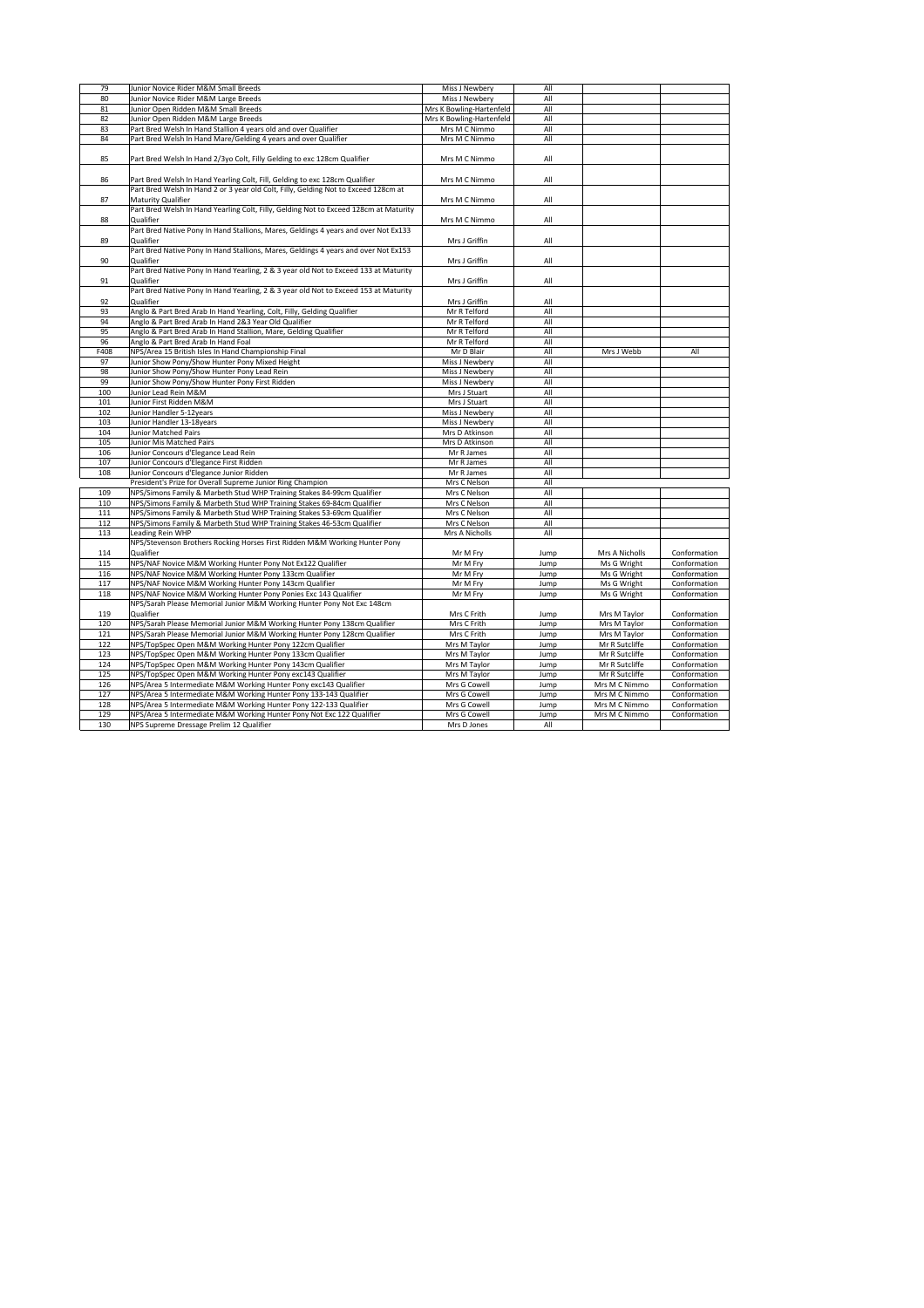| | | | | | |
|---|---|---|---|---|---|
| 79 | Junior Novice Rider M&M Small Breeds | Miss J Newbery | All | | |
| 80 | Junior Novice Rider M&M Large Breeds | Miss J Newbery | All | | |
| 81 | Junior Open Ridden M&M Small Breeds | Mrs K Bowling-Hartenfeld | All | | |
| 82 | Junior Open Ridden M&M Large Breeds | Mrs K Bowling-Hartenfeld | All | | |
| 83 | Part Bred Welsh In Hand Stallion 4 years old and over Qualifier | Mrs M C Nimmo | All | | |
| 84 | Part Bred Welsh In Hand Mare/Gelding 4 years and over Qualifier | Mrs M C Nimmo | All | | |
| 85 | Part Bred Welsh In Hand 2/3yo Colt, Filly Gelding to exc 128cm Qualifier | Mrs M C Nimmo | All | | |
| 86 | Part Bred Welsh In Hand Yearling Colt, Fill, Gelding to exc 128cm Qualifier | Mrs M C Nimmo | All | | |
| 87 | Part Bred Welsh In Hand 2 or 3 year old Colt, Filly, Gelding Not to Exceed 128cm at Maturity Qualifier | Mrs M C Nimmo | All | | |
| 88 | Part Bred Welsh In Hand Yearling Colt, Filly, Gelding Not to Exceed 128cm at Maturity Qualifier | Mrs M C Nimmo | All | | |
| 89 | Part Bred Native Pony In Hand Stallions, Mares, Geldings 4 years and over Not Ex133 Qualifier | Mrs J Griffin | All | | |
| 90 | Part Bred Native Pony In Hand Stallions, Mares, Geldings 4 years and over Not Ex153 Qualifier | Mrs J Griffin | All | | |
| 91 | Part Bred Native Pony In Hand Yearling, 2 & 3 year old Not to Exceed 133 at Maturity Qualifier | Mrs J Griffin | All | | |
| 92 | Part Bred Native Pony In Hand Yearling, 2 & 3 year old Not to Exceed 153 at Maturity Qualifier | Mrs J Griffin | All | | |
| 93 | Anglo & Part Bred Arab In Hand Yearling, Colt, Filly, Gelding Qualifier | Mr R Telford | All | | |
| 94 | Anglo & Part Bred Arab In Hand 2&3 Year Old Qualifier | Mr R Telford | All | | |
| 95 | Anglo & Part Bred Arab In Hand Stallion, Mare, Gelding Qualifier | Mr R Telford | All | | |
| 96 | Anglo & Part Bred Arab In Hand Foal | Mr R Telford | All | | |
| F408 | NPS/Area 15 British Isles In Hand Championship Final | Mr D Blair | All | Mrs J Webb | All |
| 97 | Junior Show Pony/Show Hunter Pony Mixed Height | Miss J Newbery | All | | |
| 98 | Junior Show Pony/Show Hunter Pony Lead Rein | Miss J Newbery | All | | |
| 99 | Junior Show Pony/Show Hunter Pony First Ridden | Miss J Newbery | All | | |
| 100 | Junior Lead Rein M&M | Mrs J Stuart | All | | |
| 101 | Junior First Ridden M&M | Mrs J Stuart | All | | |
| 102 | Junior Handler 5-12years | Miss J Newbery | All | | |
| 103 | Junior Handler 13-18years | Miss J Newbery | All | | |
| 104 | Junior Matched Pairs | Mrs D Atkinson | All | | |
| 105 | Junior Mis Matched Pairs | Mrs D Atkinson | All | | |
| 106 | Junior Concours d'Elegance Lead Rein | Mr R James | All | | |
| 107 | Junior Concours d'Elegance First Ridden | Mr R James | All | | |
| 108 | Junior Concours d'Elegance Junior Ridden | Mr R James | All | | |
| | President's Prize for Overall Supreme Junior Ring Champion | Mrs C Nelson | All | | |
| 109 | NPS/Simons Family & Marbeth Stud WHP Training Stakes 84-99cm Qualifier | Mrs C Nelson | All | | |
| 110 | NPS/Simons Family & Marbeth Stud WHP Training Stakes 69-84cm Qualifier | Mrs C Nelson | All | | |
| 111 | NPS/Simons Family & Marbeth Stud WHP Training Stakes 53-69cm Qualifier | Mrs C Nelson | All | | |
| 112 | NPS/Simons Family & Marbeth Stud WHP Training Stakes 46-53cm Qualifier | Mrs C Nelson | All | | |
| 113 | Leading Rein WHP | Mrs A Nicholls | All | | |
| 114 | NPS/Stevenson Brothers Rocking Horses First Ridden M&M Working Hunter Pony Qualifier | Mr M Fry | Jump | Mrs A Nicholls | Conformation |
| 115 | NPS/NAF Novice M&M Working Hunter Pony Not Ex122 Qualifier | Mr M Fry | Jump | Ms G Wright | Conformation |
| 116 | NPS/NAF Novice M&M Working Hunter Pony 133cm Qualifier | Mr M Fry | Jump | Ms G Wright | Conformation |
| 117 | NPS/NAF Novice M&M Working Hunter Pony 143cm Qualifier | Mr M Fry | Jump | Ms G Wright | Conformation |
| 118 | NPS/NAF Novice M&M Working Hunter Pony Ponies Exc 143 Qualifier | Mr M Fry | Jump | Ms G Wright | Conformation |
| 119 | NPS/Sarah Please Memorial Junior M&M Working Hunter Pony Not Exc 148cm Qualifier | Mrs C Frith | Jump | Mrs M Taylor | Conformation |
| 120 | NPS/Sarah Please Memorial Junior M&M Working Hunter Pony 138cm Qualifier | Mrs C Frith | Jump | Mrs M Taylor | Conformation |
| 121 | NPS/Sarah Please Memorial Junior M&M Working Hunter Pony 128cm Qualifier | Mrs C Frith | Jump | Mrs M Taylor | Conformation |
| 122 | NPS/TopSpec Open M&M Working Hunter Pony 122cm Qualifier | Mrs M Taylor | Jump | Mr R Sutcliffe | Conformation |
| 123 | NPS/TopSpec Open M&M Working Hunter Pony 133cm Qualifier | Mrs M Taylor | Jump | Mr R Sutcliffe | Conformation |
| 124 | NPS/TopSpec Open M&M Working Hunter Pony 143cm Qualifier | Mrs M Taylor | Jump | Mr R Sutcliffe | Conformation |
| 125 | NPS/TopSpec Open M&M Working Hunter Pony exc143 Qualifier | Mrs M Taylor | Jump | Mr R Sutcliffe | Conformation |
| 126 | NPS/Area 5 Intermediate M&M Working Hunter Pony exc143 Qualifier | Mrs G Cowell | Jump | Mrs M C Nimmo | Conformation |
| 127 | NPS/Area 5 Intermediate M&M Working Hunter Pony 133-143 Qualifier | Mrs G Cowell | Jump | Mrs M C Nimmo | Conformation |
| 128 | NPS/Area 5 Intermediate M&M Working Hunter Pony 122-133 Qualifier | Mrs G Cowell | Jump | Mrs M C Nimmo | Conformation |
| 129 | NPS/Area 5 Intermediate M&M Working Hunter Pony Not Exc 122 Qualifier | Mrs G Cowell | Jump | Mrs M C Nimmo | Conformation |
| 130 | NPS Supreme Dressage Prelim 12 Qualifier | Mrs D Jones | All | | |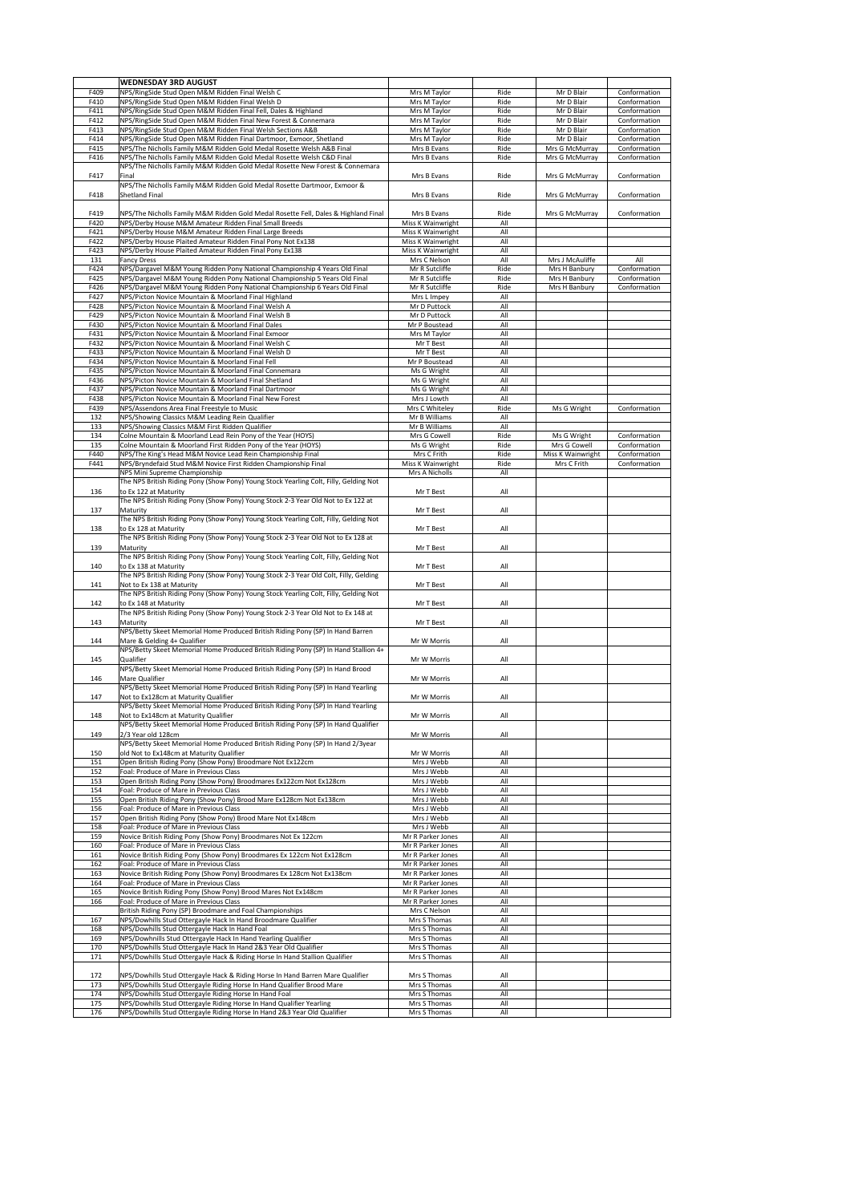| | **WEDNESDAY 3RD AUGUST** | | | | |
|---|---|---|---|---|---|
| F409 | NPS/RingSide Stud Open M&M Ridden Final Welsh C | Mrs M Taylor | Ride | Mr D Blair | Conformation |
| F410 | NPS/RingSide Stud Open M&M Ridden Final Welsh D | Mrs M Taylor | Ride | Mr D Blair | Conformation |
| F411 | NPS/RingSide Stud Open M&M Ridden Final Fell, Dales & Highland | Mrs M Taylor | Ride | Mr D Blair | Conformation |
| F412 | NPS/RingSide Stud Open M&M Ridden Final New Forest & Connemara | Mrs M Taylor | Ride | Mr D Blair | Conformation |
| F413 | NPS/RingSide Stud Open M&M Ridden Final Welsh Sections A&B | Mrs M Taylor | Ride | Mr D Blair | Conformation |
| F414 | NPS/RingSide Stud Open M&M Ridden Final Dartmoor, Exmoor, Shetland | Mrs M Taylor | Ride | Mr D Blair | Conformation |
| F415 | NPS/The Nicholls Family M&M Ridden Gold Medal Rosette Welsh A&B Final | Mrs B Evans | Ride | Mrs G McMurray | Conformation |
| F416 | NPS/The Nicholls Family M&M Ridden Gold Medal Rosette Welsh C&D Final | Mrs B Evans | Ride | Mrs G McMurray | Conformation |
| F417 | NPS/The Nicholls Family M&M Ridden Gold Medal Rosette New Forest & Connemara Final | Mrs B Evans | Ride | Mrs G McMurray | Conformation |
| F418 | NPS/The Nicholls Family M&M Ridden Gold Medal Rosette Dartmoor, Exmoor & Shetland Final | Mrs B Evans | Ride | Mrs G McMurray | Conformation |
| F419 | NPS/The Nicholls Family M&M Ridden Gold Medal Rosette Fell, Dales & Highland Final | Mrs B Evans | Ride | Mrs G McMurray | Conformation |
| F420 | NPS/Derby House M&M Amateur Ridden Final Small Breeds | Miss K Wainwright | All | | |
| F421 | NPS/Derby House M&M Amateur Ridden Final Large Breeds | Miss K Wainwright | All | | |
| F422 | NPS/Derby House Plaited Amateur Ridden Final Pony Not Ex138 | Miss K Wainwright | All | | |
| F423 | NPS/Derby House Plaited Amateur Ridden Final Pony Ex138 | Miss K Wainwright | All | | |
| 131 | Fancy Dress | Mrs C Nelson | All | Mrs J McAuliffe | All |
| F424 | NPS/Dargavel M&M Young Ridden Pony National Championship 4 Years Old Final | Mr R Sutcliffe | Ride | Mrs H Banbury | Conformation |
| F425 | NPS/Dargavel M&M Young Ridden Pony National Championship 5 Years Old Final | Mr R Sutcliffe | Ride | Mrs H Banbury | Conformation |
| F426 | NPS/Dargavel M&M Young Ridden Pony National Championship 6 Years Old Final | Mr R Sutcliffe | Ride | Mrs H Banbury | Conformation |
| F427 | NPS/Picton Novice Mountain & Moorland Final Highland | Mrs L Impey | All | | |
| F428 | NPS/Picton Novice Mountain & Moorland Final Welsh A | Mr D Puttock | All | | |
| F429 | NPS/Picton Novice Mountain & Moorland Final Welsh B | Mr D Puttock | All | | |
| F430 | NPS/Picton Novice Mountain & Moorland Final Dales | Mr P Boustead | All | | |
| F431 | NPS/Picton Novice Mountain & Moorland Final Exmoor | Mrs M Taylor | All | | |
| F432 | NPS/Picton Novice Mountain & Moorland Final Welsh C | Mr T Best | All | | |
| F433 | NPS/Picton Novice Mountain & Moorland Final Welsh D | Mr T Best | All | | |
| F434 | NPS/Picton Novice Mountain & Moorland Final Fell | Mr P Boustead | All | | |
| F435 | NPS/Picton Novice Mountain & Moorland Final Connemara | Ms G Wright | All | | |
| F436 | NPS/Picton Novice Mountain & Moorland Final Shetland | Ms G Wright | All | | |
| F437 | NPS/Picton Novice Mountain & Moorland Final Dartmoor | Ms G Wright | All | | |
| F438 | NPS/Picton Novice Mountain & Moorland Final New Forest | Mrs J Lowth | All | | |
| F439 | NPS/Assendons Area Final Freestyle to Music | Mrs C Whiteley | Ride | Ms G Wright | Conformation |
| 132 | NPS/Showing Classics M&M Leading Rein Qualifier | Mr B Williams | All | | |
| 133 | NPS/Showing Classics M&M First Ridden Qualifier | Mr B Williams | All | | |
| 134 | Colne Mountain & Moorland Lead Rein Pony of the Year (HOYS) | Mrs G Cowell | Ride | Ms G Wright | Conformation |
| 135 | Colne Mountain & Moorland First Ridden Pony of the Year (HOYS) | Ms G Wright | Ride | Mrs G Cowell | Conformation |
| F440 | NPS/The King's Head M&M Novice Lead Rein Championship Final | Mrs C Frith | Ride | Miss K Wainwright | Conformation |
| F441 | NPS/Bryndefaid Stud M&M Novice First Ridden Championship Final | Miss K Wainwright | Ride | Mrs C Frith | Conformation |
| | NPS Mini Supreme Championship | Mrs A Nicholls | All | | |
| 136 | The NPS British Riding Pony (Show Pony) Young Stock Yearling Colt, Filly, Gelding Not to Ex 122 at Maturity | Mr T Best | All | | |
| 137 | The NPS British Riding Pony (Show Pony) Young Stock 2-3 Year Old Not to Ex 122 at Maturity | Mr T Best | All | | |
| 138 | The NPS British Riding Pony (Show Pony) Young Stock Yearling Colt, Filly, Gelding Not to Ex 128 at Maturity | Mr T Best | All | | |
| 139 | The NPS British Riding Pony (Show Pony) Young Stock 2-3 Year Old Not to Ex 128 at Maturity | Mr T Best | All | | |
| 140 | The NPS British Riding Pony (Show Pony) Young Stock Yearling Colt, Filly, Gelding Not to Ex 138 at Maturity | Mr T Best | All | | |
| 141 | The NPS British Riding Pony (Show Pony) Young Stock 2-3 Year Old Colt, Filly, Gelding Not to Ex 138 at Maturity | Mr T Best | All | | |
| 142 | The NPS British Riding Pony (Show Pony) Young Stock Yearling Colt, Filly, Gelding Not to Ex 148 at Maturity | Mr T Best | All | | |
| 143 | The NPS British Riding Pony (Show Pony) Young Stock 2-3 Year Old Not to Ex 148 at Maturity | Mr T Best | All | | |
| 144 | NPS/Betty Skeet Memorial Home Produced British Riding Pony (SP) In Hand Barren Mare & Gelding 4+ Qualifier | Mr W Morris | All | | |
| 145 | NPS/Betty Skeet Memorial Home Produced British Riding Pony (SP) In Hand Stallion 4+ Qualifier | Mr W Morris | All | | |
| 146 | NPS/Betty Skeet Memorial Home Produced British Riding Pony (SP) In Hand Brood Mare Qualifier | Mr W Morris | All | | |
| 147 | NPS/Betty Skeet Memorial Home Produced British Riding Pony (SP) In Hand Yearling Not to Ex128cm at Maturity Qualifier | Mr W Morris | All | | |
| 148 | NPS/Betty Skeet Memorial Home Produced British Riding Pony (SP) In Hand Yearling Not to Ex148cm at Maturity Qualifier | Mr W Morris | All | | |
| 149 | NPS/Betty Skeet Memorial Home Produced British Riding Pony (SP) In Hand Qualifier 2/3 Year old 128cm | Mr W Morris | All | | |
| 150 | NPS/Betty Skeet Memorial Home Produced British Riding Pony (SP) In Hand 2/3year old Not to Ex148cm at Maturity Qualifier | Mr W Morris | All | | |
| 151 | Open British Riding Pony (Show Pony) Broodmare Not Ex122cm | Mrs J Webb | All | | |
| 152 | Foal: Produce of Mare in Previous Class | Mrs J Webb | All | | |
| 153 | Open British Riding Pony (Show Pony) Broodmares Ex122cm Not Ex128cm | Mrs J Webb | All | | |
| 154 | Foal: Produce of Mare in Previous Class | Mrs J Webb | All | | |
| 155 | Open British Riding Pony (Show Pony) Brood Mare Ex128cm Not Ex138cm | Mrs J Webb | All | | |
| 156 | Foal: Produce of Mare in Previous Class | Mrs J Webb | All | | |
| 157 | Open British Riding Pony (Show Pony) Brood Mare Not Ex148cm | Mrs J Webb | All | | |
| 158 | Foal: Produce of Mare in Previous Class | Mrs J Webb | All | | |
| 159 | Novice British Riding Pony (Show Pony) Broodmares Not Ex 122cm | Mr R Parker Jones | All | | |
| 160 | Foal: Produce of Mare in Previous Class | Mr R Parker Jones | All | | |
| 161 | Novice British Riding Pony (Show Pony) Broodmares Ex 122cm Not Ex128cm | Mr R Parker Jones | All | | |
| 162 | Foal: Produce of Mare in Previous Class | Mr R Parker Jones | All | | |
| 163 | Novice British Riding Pony (Show Pony) Broodmares Ex 128cm Not Ex138cm | Mr R Parker Jones | All | | |
| 164 | Foal: Produce of Mare in Previous Class | Mr R Parker Jones | All | | |
| 165 | Novice British Riding Pony (Show Pony) Brood Mares Not Ex148cm | Mr R Parker Jones | All | | |
| 166 | Foal: Produce of Mare in Previous Class | Mr R Parker Jones | All | | |
| | British Riding Pony (SP) Broodmare and Foal Championships | Mrs C Nelson | All | | |
| 167 | NPS/Dowhills Stud Ottergayle Hack In Hand Broodmare Qualifier | Mrs S Thomas | All | | |
| 168 | NPS/Dowhills Stud Ottergayle Hack In Hand Foal | Mrs S Thomas | All | | |
| 169 | NPS/Dowhnills Stud Ottergayle Hack In Hand Yearling Qualifier | Mrs S Thomas | All | | |
| 170 | NPS/Dowhills Stud Ottergayle Hack In Hand 2&3 Year Old Qualifier | Mrs S Thomas | All | | |
| 171 | NPS/Dowhills Stud Ottergayle Hack & Riding Horse In Hand Stallion Qualifier | Mrs S Thomas | All | | |
| 172 | NPS/Dowhills Stud Ottergayle Hack & Riding Horse In Hand Barren Mare Qualifier | Mrs S Thomas | All | | |
| 173 | NPS/Dowhills Stud Ottergayle Riding Horse In Hand Qualifier Brood Mare | Mrs S Thomas | All | | |
| 174 | NPS/Dowhills Stud Ottergayle Riding Horse In Hand Foal | Mrs S Thomas | All | | |
| 175 | NPS/Dowhills Stud Ottergayle Riding Horse In Hand Qualifier Yearling | Mrs S Thomas | All | | |
| 176 | NPS/Dowhills Stud Ottergayle Riding Horse In Hand 2&3 Year Old Qualifier | Mrs S Thomas | All | | |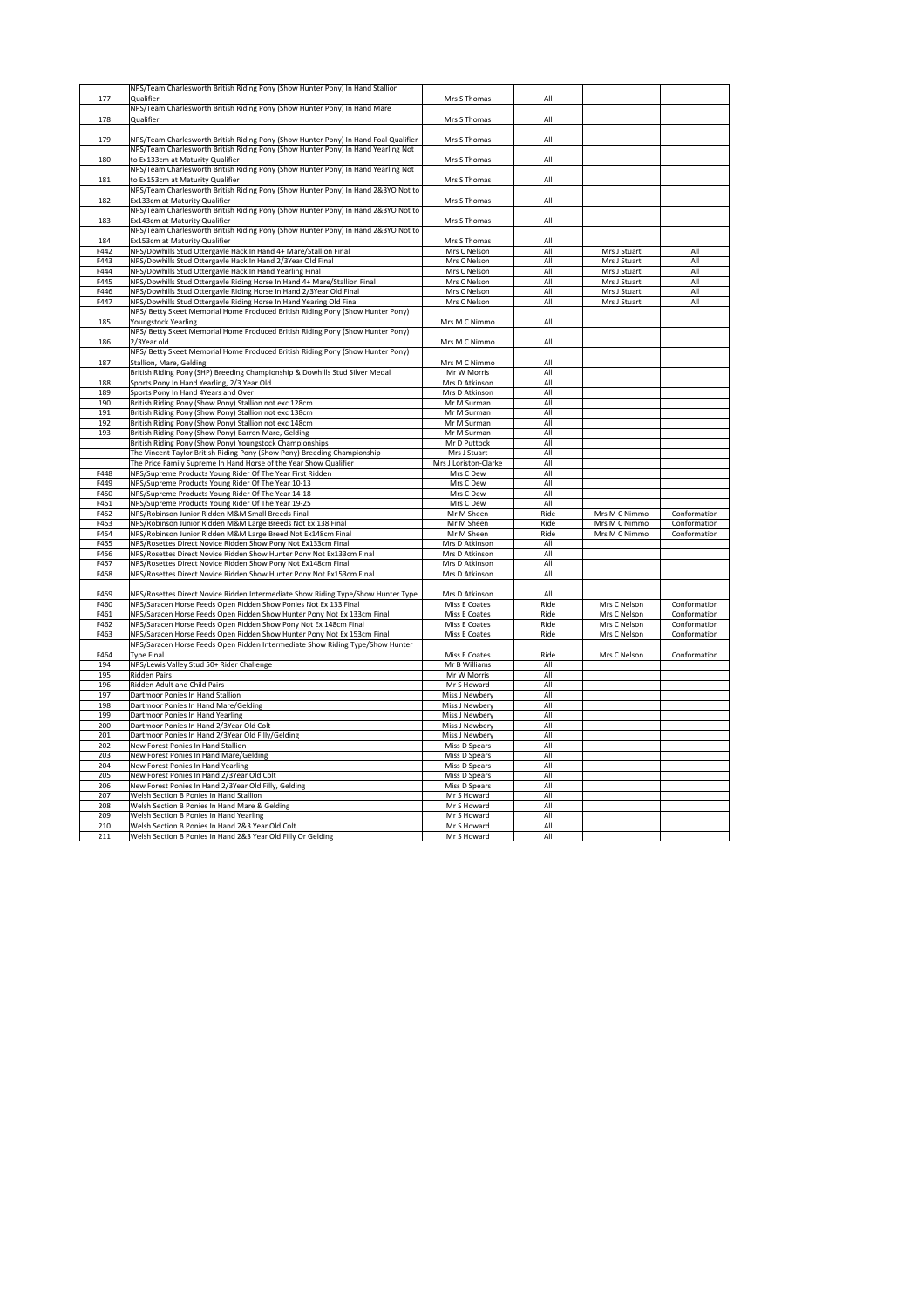| | | | | | |
|---|---|---|---|---|---|
| 177 | NPS/Team Charlesworth British Riding Pony (Show Hunter Pony) In Hand Stallion Qualifier | Mrs S Thomas | All | | |
| 178 | NPS/Team Charlesworth British Riding Pony (Show Hunter Pony) In Hand Mare Qualifier | Mrs S Thomas | All | | |
| 179 | NPS/Team Charlesworth British Riding Pony (Show Hunter Pony) In Hand Foal Qualifier | Mrs S Thomas | All | | |
| 180 | NPS/Team Charlesworth British Riding Pony (Show Hunter Pony) In Hand Yearling Not to Ex133cm at Maturity Qualifier | Mrs S Thomas | All | | |
| 181 | NPS/Team Charlesworth British Riding Pony (Show Hunter Pony) In Hand Yearling Not to Ex153cm at Maturity Qualifier | Mrs S Thomas | All | | |
| 182 | NPS/Team Charlesworth British Riding Pony (Show Hunter Pony) In Hand 2&3YO Not to Ex133cm at Maturity Qualifier | Mrs S Thomas | All | | |
| 183 | NPS/Team Charlesworth British Riding Pony (Show Hunter Pony) In Hand 2&3YO Not to Ex143cm at Maturity Qualifier | Mrs S Thomas | All | | |
| 184 | NPS/Team Charlesworth British Riding Pony (Show Hunter Pony) In Hand 2&3YO Not to Ex153cm at Maturity Qualifier | Mrs S Thomas | All | | |
| F442 | NPS/Dowhills Stud Ottergayle Hack In Hand 4+ Mare/Stallion Final | Mrs C Nelson | All | Mrs J Stuart | All |
| F443 | NPS/Dowhills Stud Ottergayle Hack In Hand 2/3Year Old Final | Mrs C Nelson | All | Mrs J Stuart | All |
| F444 | NPS/Dowhills Stud Ottergayle Hack In Hand Yearling Final | Mrs C Nelson | All | Mrs J Stuart | All |
| F445 | NPS/Dowhills Stud Ottergayle Riding Horse In Hand 4+ Mare/Stallion Final | Mrs C Nelson | All | Mrs J Stuart | All |
| F446 | NPS/Dowhills Stud Ottergayle Riding Horse In Hand 2/3Year Old Final | Mrs C Nelson | All | Mrs J Stuart | All |
| F447 | NPS/Dowhills Stud Ottergayle Riding Horse In Hand Yearing Old Final | Mrs C Nelson | All | Mrs J Stuart | All |
| 185 | NPS/ Betty Skeet Memorial Home Produced British Riding Pony (Show Hunter Pony) Youngstock Yearling | Mrs M C Nimmo | All | | |
| 186 | NPS/ Betty Skeet Memorial Home Produced British Riding Pony (Show Hunter Pony) 2/3Year old | Mrs M C Nimmo | All | | |
| 187 | NPS/ Betty Skeet Memorial Home Produced British Riding Pony (Show Hunter Pony) Stallion, Mare, Gelding | Mrs M C Nimmo | All | | |
| | British Riding Pony (SHP) Breeding Championship & Dowhills Stud Silver Medal | Mr W Morris | All | | |
| 188 | Sports Pony In Hand Yearling, 2/3 Year Old | Mrs D Atkinson | All | | |
| 189 | Sports Pony In Hand 4Years and Over | Mrs D Atkinson | All | | |
| 190 | British Riding Pony (Show Pony) Stallion not exc 128cm | Mr M Surman | All | | |
| 191 | British Riding Pony (Show Pony) Stallion not exc 138cm | Mr M Surman | All | | |
| 192 | British Riding Pony (Show Pony) Stallion not exc 148cm | Mr M Surman | All | | |
| 193 | British Riding Pony (Show Pony) Barren Mare, Gelding | Mr M Surman | All | | |
| | British Riding Pony (Show Pony) Youngstock Championships | Mr D Puttock | All | | |
| | The Vincent Taylor British Riding Pony (Show Pony) Breeding Championship | Mrs J Stuart | All | | |
| | The Price Family Supreme In Hand Horse of the Year Show Qualifier | Mrs J Loriston-Clarke | All | | |
| F448 | NPS/Supreme Products Young Rider Of The Year First Ridden | Mrs C Dew | All | | |
| F449 | NPS/Supreme Products Young Rider Of The Year 10-13 | Mrs C Dew | All | | |
| F450 | NPS/Supreme Products Young Rider Of The Year 14-18 | Mrs C Dew | All | | |
| F451 | NPS/Supreme Products Young Rider Of The Year 19-25 | Mrs C Dew | All | | |
| F452 | NPS/Robinson Junior Ridden M&M Small Breeds Final | Mr M Sheen | Ride | Mrs M C Nimmo | Conformation |
| F453 | NPS/Robinson Junior Ridden M&M Large Breeds Not Ex 138 Final | Mr M Sheen | Ride | Mrs M C Nimmo | Conformation |
| F454 | NPS/Robinson Junior Ridden M&M Large Breed Not Ex148cm Final | Mr M Sheen | Ride | Mrs M C Nimmo | Conformation |
| F455 | NPS/Rosettes Direct Novice Ridden Show Pony Not Ex133cm Final | Mrs D Atkinson | All | | |
| F456 | NPS/Rosettes Direct Novice Ridden Show Hunter Pony Not Ex133cm Final | Mrs D Atkinson | All | | |
| F457 | NPS/Rosettes Direct Novice Ridden Show Pony Not Ex148cm Final | Mrs D Atkinson | All | | |
| F458 | NPS/Rosettes Direct Novice Ridden Show Hunter Pony Not Ex153cm Final | Mrs D Atkinson | All | | |
| F459 | NPS/Rosettes Direct Novice Ridden Intermediate Show Riding Type/Show Hunter Type | Mrs D Atkinson | All | | |
| F460 | NPS/Saracen Horse Feeds Open Ridden Show Ponies Not Ex 133 Final | Miss E Coates | Ride | Mrs C Nelson | Conformation |
| F461 | NPS/Saracen Horse Feeds Open Ridden Show Hunter Pony Not Ex 133cm Final | Miss E Coates | Ride | Mrs C Nelson | Conformation |
| F462 | NPS/Saracen Horse Feeds Open Ridden Show Pony Not Ex 148cm Final | Miss E Coates | Ride | Mrs C Nelson | Conformation |
| F463 | NPS/Saracen Horse Feeds Open Ridden Show Hunter Pony Not Ex 153cm Final | Miss E Coates | Ride | Mrs C Nelson | Conformation |
| F464 | NPS/Saracen Horse Feeds Open Ridden Intermediate Show Riding Type/Show Hunter Type Final | Miss E Coates | Ride | Mrs C Nelson | Conformation |
| 194 | NPS/Lewis Valley Stud 50+ Rider Challenge | Mr B Williams | All | | |
| 195 | Ridden Pairs | Mr W Morris | All | | |
| 196 | Ridden Adult and Child Pairs | Mr S Howard | All | | |
| 197 | Dartmoor Ponies In Hand Stallion | Miss J Newbery | All | | |
| 198 | Dartmoor Ponies In Hand Mare/Gelding | Miss J Newbery | All | | |
| 199 | Dartmoor Ponies In Hand Yearling | Miss J Newbery | All | | |
| 200 | Dartmoor Ponies In Hand 2/3Year Old Colt | Miss J Newbery | All | | |
| 201 | Dartmoor Ponies In Hand 2/3Year Old Filly/Gelding | Miss J Newbery | All | | |
| 202 | New Forest Ponies In Hand Stallion | Miss D Spears | All | | |
| 203 | New Forest Ponies In Hand Mare/Gelding | Miss D Spears | All | | |
| 204 | New Forest Ponies In Hand Yearling | Miss D Spears | All | | |
| 205 | New Forest Ponies In Hand 2/3Year Old Colt | Miss D Spears | All | | |
| 206 | New Forest Ponies In Hand 2/3Year Old Filly, Gelding | Miss D Spears | All | | |
| 207 | Welsh Section B Ponies In Hand Stallion | Mr S Howard | All | | |
| 208 | Welsh Section B Ponies In Hand Mare & Gelding | Mr S Howard | All | | |
| 209 | Welsh Section B Ponies In Hand Yearling | Mr S Howard | All | | |
| 210 | Welsh Section B Ponies In Hand 2&3 Year Old Colt | Mr S Howard | All | | |
| 211 | Welsh Section B Ponies In Hand 2&3 Year Old Filly Or Gelding | Mr S Howard | All | | |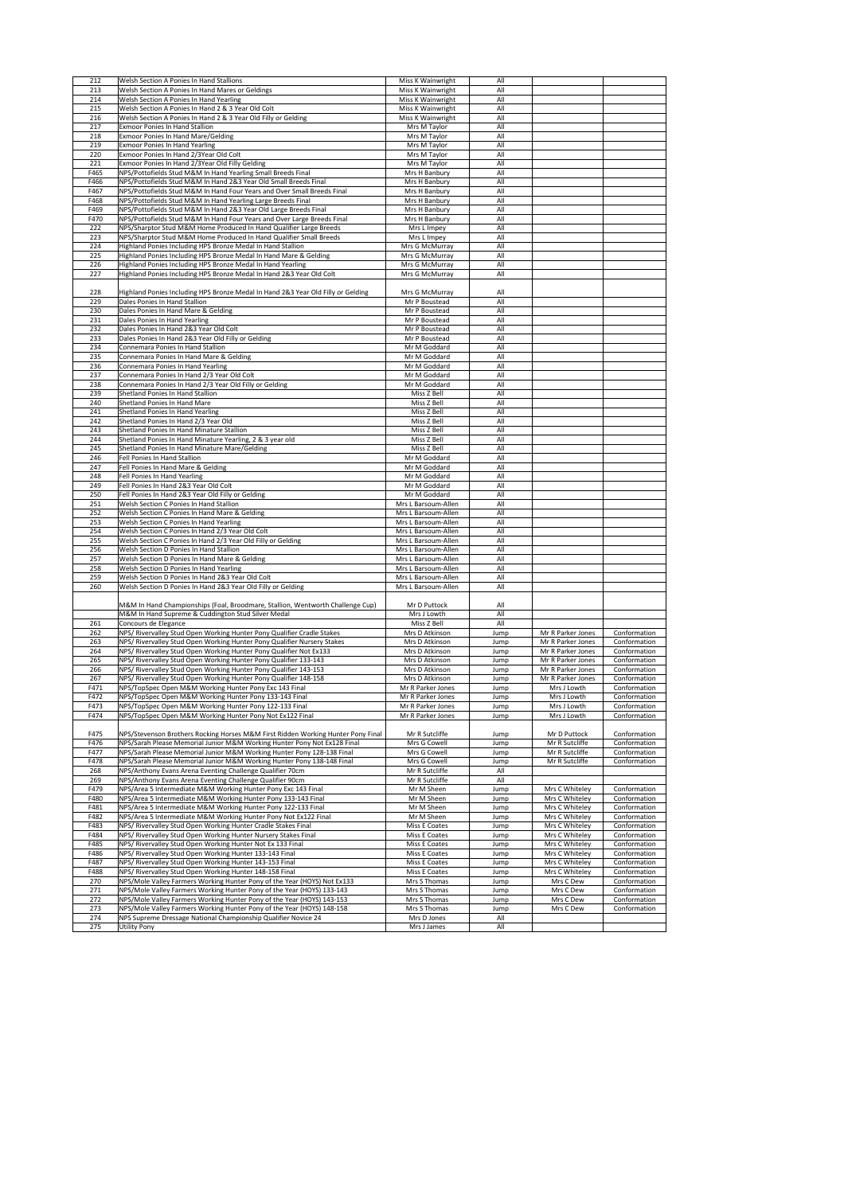| | | | | | |
|---|---|---|---|---|---|
| 212 | Welsh Section A Ponies In Hand Stallions | Miss K Wainwright | All | | |
| 213 | Welsh Section A Ponies In Hand Mares or Geldings | Miss K Wainwright | All | | |
| 214 | Welsh Section A Ponies In Hand Yearling | Miss K Wainwright | All | | |
| 215 | Welsh Section A Ponies In Hand 2 & 3 Year Old Colt | Miss K Wainwright | All | | |
| 216 | Welsh Section A Ponies In Hand 2 & 3 Year Old Filly or Gelding | Miss K Wainwright | All | | |
| 217 | Exmoor Ponies In Hand Stallion | Mrs M Taylor | All | | |
| 218 | Exmoor Ponies In Hand Mare/Gelding | Mrs M Taylor | All | | |
| 219 | Exmoor Ponies In Hand Yearling | Mrs M Taylor | All | | |
| 220 | Exmoor Ponies In Hand 2/3Year Old Colt | Mrs M Taylor | All | | |
| 221 | Exmoor Ponies In Hand 2/3Year Old Filly Gelding | Mrs M Taylor | All | | |
| F465 | NPS/Pottofields Stud M&M In Hand Yearling Small Breeds Final | Mrs H Banbury | All | | |
| F466 | NPS/Pottofields Stud M&M In Hand 2&3 Year Old Small Breeds Final | Mrs H Banbury | All | | |
| F467 | NPS/Pottofields Stud M&M In Hand Four Years and Over Small Breeds Final | Mrs H Banbury | All | | |
| F468 | NPS/Pottofields Stud M&M In Hand Yearling Large Breeds Final | Mrs H Banbury | All | | |
| F469 | NPS/Pottofields Stud M&M In Hand 2&3 Year Old Large Breeds Final | Mrs H Banbury | All | | |
| F470 | NPS/Pottofields Stud M&M In Hand Four Years and Over Large Breeds Final | Mrs H Banbury | All | | |
| 222 | NPS/Sharptor Stud M&M Home Produced In Hand Qualifier Large Breeds | Mrs L Impey | All | | |
| 223 | NPS/Sharptor Stud M&M Home Produced In Hand Qualifier Small Breeds | Mrs L Impey | All | | |
| 224 | Highland Ponies Including HPS Bronze Medal In Hand Stallion | Mrs G McMurray | All | | |
| 225 | Highland Ponies Including HPS Bronze Medal In Hand Mare & Gelding | Mrs G McMurray | All | | |
| 226 | Highland Ponies Including HPS Bronze Medal In Hand Yearling | Mrs G McMurray | All | | |
| 227 | Highland Ponies Including HPS Bronze Medal In Hand 2&3 Year Old Colt | Mrs G McMurray | All | | |
| 228 | Highland Ponies Including HPS Bronze Medal In Hand 2&3 Year Old Filly or Gelding | Mrs G McMurray | All | | |
| 229 | Dales Ponies In Hand Stallion | Mr P Boustead | All | | |
| 230 | Dales Ponies In Hand Mare & Gelding | Mr P Boustead | All | | |
| 231 | Dales Ponies In Hand Yearling | Mr P Boustead | All | | |
| 232 | Dales Ponies In Hand 2&3 Year Old Colt | Mr P Boustead | All | | |
| 233 | Dales Ponies In Hand 2&3 Year Old Filly or Gelding | Mr P Boustead | All | | |
| 234 | Connemara Ponies In Hand Stallion | Mr M Goddard | All | | |
| 235 | Connemara Ponies In Hand Mare & Gelding | Mr M Goddard | All | | |
| 236 | Connemara Ponies In Hand Yearling | Mr M Goddard | All | | |
| 237 | Connemara Ponies In Hand 2/3 Year Old Colt | Mr M Goddard | All | | |
| 238 | Connemara Ponies In Hand 2/3 Year Old Filly or Gelding | Mr M Goddard | All | | |
| 239 | Shetland Ponies In Hand Stallion | Miss Z Bell | All | | |
| 240 | Shetland Ponies In Hand Mare | Miss Z Bell | All | | |
| 241 | Shetland Ponies In Hand Yearling | Miss Z Bell | All | | |
| 242 | Shetland Ponies In Hand 2/3 Year Old | Miss Z Bell | All | | |
| 243 | Shetland Ponies In Hand Minature Stallion | Miss Z Bell | All | | |
| 244 | Shetland Ponies In Hand Minature Yearling, 2 & 3 year old | Miss Z Bell | All | | |
| 245 | Shetland Ponies In Hand Minature Mare/Gelding | Miss Z Bell | All | | |
| 246 | Fell Ponies In Hand Stallion | Mr M Goddard | All | | |
| 247 | Fell Ponies In Hand Mare & Gelding | Mr M Goddard | All | | |
| 248 | Fell Ponies In Hand Yearling | Mr M Goddard | All | | |
| 249 | Fell Ponies In Hand 2&3 Year Old Colt | Mr M Goddard | All | | |
| 250 | Fell Ponies In Hand 2&3 Year Old Filly or Gelding | Mr M Goddard | All | | |
| 251 | Welsh Section C Ponies In Hand Stallion | Mrs L Barsoum-Allen | All | | |
| 252 | Welsh Section C Ponies In Hand Mare & Gelding | Mrs L Barsoum-Allen | All | | |
| 253 | Welsh Section C Ponies In Hand Yearling | Mrs L Barsoum-Allen | All | | |
| 254 | Welsh Section C Ponies In Hand 2/3 Year Old Colt | Mrs L Barsoum-Allen | All | | |
| 255 | Welsh Section C Ponies In Hand 2/3 Year Old Filly or Gelding | Mrs L Barsoum-Allen | All | | |
| 256 | Welsh Section D Ponies In Hand Stallion | Mrs L Barsoum-Allen | All | | |
| 257 | Welsh Section D Ponies In Hand Mare & Gelding | Mrs L Barsoum-Allen | All | | |
| 258 | Welsh Section D Ponies In Hand Yearling | Mrs L Barsoum-Allen | All | | |
| 259 | Welsh Section D Ponies In Hand 2&3 Year Old Colt | Mrs L Barsoum-Allen | All | | |
| 260 | Welsh Section D Ponies In Hand 2&3 Year Old Filly or Gelding | Mrs L Barsoum-Allen | All | | |
| | M&M In Hand Championships (Foal, Broodmare, Stallion, Wentworth Challenge Cup) | Mr D Puttock | All | | |
| | M&M In Hand Supreme & Cuddington Stud Silver Medal | Mrs J Lowth | All | | |
| 261 | Concours de Elegance | Miss Z Bell | All | | |
| 262 | NPS/ Rivervalley Stud Open Working Hunter Pony Qualifier Cradle Stakes | Mrs D Atkinson | Jump | Mr R Parker Jones | Conformation |
| 263 | NPS/ Rivervalley Stud Open Working Hunter Pony Qualifier Nursery Stakes | Mrs D Atkinson | Jump | Mr R Parker Jones | Conformation |
| 264 | NPS/ Rivervalley Stud Open Working Hunter Pony Qualifier Not Ex133 | Mrs D Atkinson | Jump | Mr R Parker Jones | Conformation |
| 265 | NPS/ Rivervalley Stud Open Working Hunter Pony Qualifier 133-143 | Mrs D Atkinson | Jump | Mr R Parker Jones | Conformation |
| 266 | NPS/ Rivervalley Stud Open Working Hunter Pony Qualifier 143-153 | Mrs D Atkinson | Jump | Mr R Parker Jones | Conformation |
| 267 | NPS/ Rivervalley Stud Open Working Hunter Pony Qualifier 148-158 | Mrs D Atkinson | Jump | Mr R Parker Jones | Conformation |
| F471 | NPS/TopSpec Open M&M Working Hunter Pony Exc 143 Final | Mr R Parker Jones | Jump | Mrs J Lowth | Conformation |
| F472 | NPS/TopSpec Open M&M Working Hunter Pony 133-143 Final | Mr R Parker Jones | Jump | Mrs J Lowth | Conformation |
| F473 | NPS/TopSpec Open M&M Working Hunter Pony 122-133 Final | Mr R Parker Jones | Jump | Mrs J Lowth | Conformation |
| F474 | NPS/TopSpec Open M&M Working Hunter Pony Not Ex122 Final | Mr R Parker Jones | Jump | Mrs J Lowth | Conformation |
| F475 | NPS/Stevenson Brothers Rocking Horses M&M First Ridden Working Hunter Pony Final | Mr R Sutcliffe | Jump | Mr D Puttock | Conformation |
| F476 | NPS/Sarah Please Memorial Junior M&M Working Hunter Pony Not Ex128 Final | Mrs G Cowell | Jump | Mr R Sutcliffe | Conformation |
| F477 | NPS/Sarah Please Memorial Junior M&M Working Hunter Pony 128-138 Final | Mrs G Cowell | Jump | Mr R Sutcliffe | Conformation |
| F478 | NPS/Sarah Please Memorial Junior M&M Working Hunter Pony 138-148 Final | Mrs G Cowell | Jump | Mr R Sutcliffe | Conformation |
| 268 | NPS/Anthony Evans Arena Eventing Challenge Qualifier 70cm | Mr R Sutcliffe | All | | |
| 269 | NPS/Anthony Evans Arena Eventing Challenge Qualifier 90cm | Mr R Sutcliffe | All | | |
| F479 | NPS/Area 5 Intermediate M&M Working Hunter Pony Exc 143 Final | Mr M Sheen | Jump | Mrs C Whiteley | Conformation |
| F480 | NPS/Area 5 Intermediate M&M Working Hunter Pony 133-143 Final | Mr M Sheen | Jump | Mrs C Whiteley | Conformation |
| F481 | NPS/Area 5 Intermediate M&M Working Hunter Pony 122-133 Final | Mr M Sheen | Jump | Mrs C Whiteley | Conformation |
| F482 | NPS/Area 5 Intermediate M&M Working Hunter Pony Not Ex122 Final | Mr M Sheen | Jump | Mrs C Whiteley | Conformation |
| F483 | NPS/ Rivervalley Stud Open Working Hunter Cradle Stakes Final | Miss E Coates | Jump | Mrs C Whiteley | Conformation |
| F484 | NPS/ Rivervalley Stud Open Working Hunter Nursery Stakes Final | Miss E Coates | Jump | Mrs C Whiteley | Conformation |
| F485 | NPS/ Rivervalley Stud Open Working Hunter Not Ex 133 Final | Miss E Coates | Jump | Mrs C Whiteley | Conformation |
| F486 | NPS/ Rivervalley Stud Open Working Hunter 133-143 Final | Miss E Coates | Jump | Mrs C Whiteley | Conformation |
| F487 | NPS/ Rivervalley Stud Open Working Hunter 143-153 Final | Miss E Coates | Jump | Mrs C Whiteley | Conformation |
| F488 | NPS/ Rivervalley Stud Open Working Hunter 148-158 Final | Miss E Coates | Jump | Mrs C Whiteley | Conformation |
| 270 | NPS/Mole Valley Farmers Working Hunter Pony of the Year (HOYS) Not Ex133 | Mrs S Thomas | Jump | Mrs C Dew | Conformation |
| 271 | NPS/Mole Valley Farmers Working Hunter Pony of the Year (HOYS) 133-143 | Mrs S Thomas | Jump | Mrs C Dew | Conformation |
| 272 | NPS/Mole Valley Farmers Working Hunter Pony of the Year (HOYS) 143-153 | Mrs S Thomas | Jump | Mrs C Dew | Conformation |
| 273 | NPS/Mole Valley Farmers Working Hunter Pony of the Year (HOYS) 148-158 | Mrs S Thomas | Jump | Mrs C Dew | Conformation |
| 274 | NPS Supreme Dressage National Championship Qualifier Novice 24 | Mrs D Jones | All | | |
| 275 | Utility Pony | Mrs J James | All | | |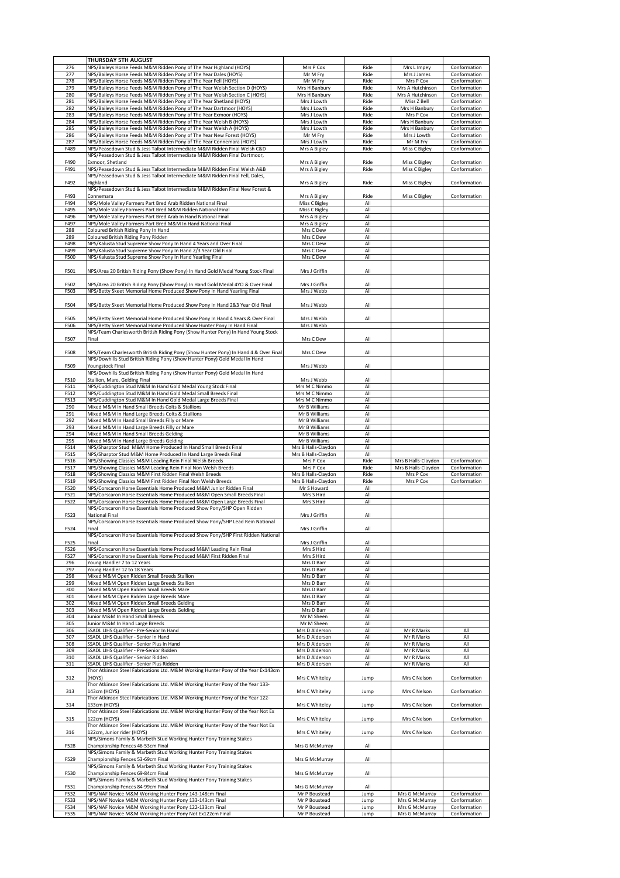| | THURSDAY 5TH AUGUST | | | | |
|---|---|---|---|---|---|
| 276 | NPS/Baileys Horse Feeds M&M Ridden Pony of The Year Highland (HOYS) | Mrs P Cox | Ride | Mrs L Impey | Conformation |
| 277 | NPS/Baileys Horse Feeds M&M Ridden Pony of The Year Dales (HOYS) | Mr M Fry | Ride | Mrs J James | Conformation |
| 278 | NPS/Baileys Horse Feeds M&M Ridden Pony of The Year Fell (HOYS) | Mr M Fry | Ride | Mrs P Cox | Conformation |
| 279 | NPS/Baileys Horse Feeds M&M Ridden Pony of The Year Welsh Section D (HOYS) | Mrs H Banbury | Ride | Mrs A Hutchinson | Conformation |
| 280 | NPS/Baileys Horse Feeds M&M Ridden Pony of The Year Welsh Section C (HOYS) | Mrs H Banbury | Ride | Mrs A Hutchinson | Conformation |
| 281 | NPS/Baileys Horse Feeds M&M Ridden Pony of The Year Shetland (HOYS) | Mrs J Lowth | Ride | Miss Z Bell | Conformation |
| 282 | NPS/Baileys Horse Feeds M&M Ridden Pony of The Year Dartmoor (HOYS) | Mrs J Lowth | Ride | Mrs H Banbury | Conformation |
| 283 | NPS/Baileys Horse Feeds M&M Ridden Pony of The Year Exmoor (HOYS) | Mrs J Lowth | Ride | Mrs P Cox | Conformation |
| 284 | NPS/Baileys Horse Feeds M&M Ridden Pony of The Year Welsh B (HOYS) | Mrs J Lowth | Ride | Mrs H Banbury | Conformation |
| 285 | NPS/Baileys Horse Feeds M&M Ridden Pony of The Year Welsh A (HOYS) | Mrs J Lowth | Ride | Mrs H Banbury | Conformation |
| 286 | NPS/Baileys Horse Feeds M&M Ridden Pony of The Year New Forest (HOYS) | Mr M Fry | Ride | Mrs J Lowth | Conformation |
| 287 | NPS/Baileys Horse Feeds M&M Ridden Pony of The Year Connemara (HOYS) | Mrs J Lowth | Ride | Mr M Fry | Conformation |
| F489 | NPS/Peasedown Stud & Jess Talbot Intermediate M&M Ridden Final Welsh C&D | Mrs A Bigley | Ride | Miss C Bigley | Conformation |
| F490 | NPS/Peasedown Stud & Jess Talbot Intermediate M&M Ridden Final Dartmoor, Exmoor, Shetland | Mrs A Bigley | Ride | Miss C Bigley | Conformation |
| F491 | NPS/Peasedown Stud & Jess Talbot Intermediate M&M Ridden Final Welsh A&B | Mrs A Bigley | Ride | Miss C Bigley | Conformation |
| F492 | NPS/Peasedown Stud & Jess Talbot Intermediate M&M Ridden Final Fell, Dales, Highland | Mrs A Bigley | Ride | Miss C Bigley | Conformation |
| F493 | NPS/Peasedown Stud & Jess Talbot Intermediate M&M Ridden Final New Forest & Connemara | Mrs A Bigley | Ride | Miss C Bigley | Conformation |
| F494 | NPS/Mole Valley Farmers Part Bred Arab Ridden National Final | Miss C Bigley | All | | |
| F495 | NPS/Mole Valley Farmers Part Bred M&M Ridden National Final | Miss C Bigley | All | | |
| F496 | NPS/Mole Valley Farmers Part Bred Arab In Hand National Final | Mrs A Bigley | All | | |
| F497 | NPS/Mole Valley Farmers Part Bred M&M In Hand National Final | Mrs A Bigley | All | | |
| 288 | Coloured British Riding Pony In Hand | Mrs C Dew | All | | |
| 289 | Coloured British Riding Pony Ridden | Mrs C Dew | All | | |
| F498 | NPS/Kalusta Stud Supreme Show Pony In Hand 4 Years and Over Final | Mrs C Dew | All | | |
| F499 | NPS/Kalusta Stud Supreme Show Pony In Hand 2/3 Year Old Final | Mrs C Dew | All | | |
| F500 | NPS/Kalusta Stud Supreme Show Pony In Hand Yearling Final | Mrs C Dew | All | | |
| F501 | NPS/Area 20 British Riding Pony (Show Pony) In Hand Gold Medal Young Stock Final | Mrs J Griffin | All | | |
| F502 | NPS/Area 20 British Riding Pony (Show Pony) In Hand Gold Medal 4YO & Over Final | Mrs J Griffin | All | | |
| F503 | NPS/Betty Skeet Memorial Home Produced Show Pony In Hand Yearling Final | Mrs J Webb | All | | |
| F504 | NPS/Betty Skeet Memorial Home Produced Show Pony In Hand 2&3 Year Old Final | Mrs J Webb | All | | |
| F505 | NPS/Betty Skeet Memorial Home Produced Show Pony In Hand 4 Years & Over Final | Mrs J Webb | All | | |
| F506 | NPS/Betty Skeet Memorial Home Produced Show Hunter Pony In Hand Final | Mrs J Webb | | | |
| F507 | NPS/Team Charlesworth British Riding Pony (Show Hunter Pony) In Hand Young Stock Final | Mrs C Dew | All | | |
| F508 | NPS/Team Charlesworth British Riding Pony (Show Hunter Pony) In Hand 4 & Over Final | Mrs C Dew | All | | |
| F509 | NPS/Dowhills Stud British Riding Pony (Show Hunter Pony) Gold Medal In Hand Youngstock Final | Mrs J Webb | All | | |
| F510 | NPS/Dowhills Stud British Riding Pony (Show Hunter Pony) Gold Medal In Hand Stallion, Mare, Gelding Final | Mrs J Webb | All | | |
| F511 | NPS/Cuddington Stud M&M In Hand Gold Medal Young Stock Final | Mrs M C Nimmo | All | | |
| F512 | NPS/Cuddington Stud M&M In Hand Gold Medal Small Breeds Final | Mrs M C Nimmo | All | | |
| F513 | NPS/Cuddington Stud M&M In Hand Gold Medal Large Breeds Final | Mrs M C Nimmo | All | | |
| 290 | Mixed M&M In Hand Small Breeds Colts & Stallions | Mr B Williams | All | | |
| 291 | Mixed M&M In Hand Large Breeds Colts & Stallions | Mr B Williams | All | | |
| 292 | Mixed M&M In Hand Small Breeds Filly or Mare | Mr B Williams | All | | |
| 293 | Mixed M&M In Hand Large Breeds Filly or Mare | Mr B Williams | All | | |
| 294 | Mixed M&M In Hand Small Breeds Gelding | Mr B Williams | All | | |
| 295 | Mixed M&M In Hand Large Breeds Gelding | Mr B Williams | All | | |
| F514 | NPS/Sharptor Stud M&M Home Produced In Hand Small Breeds Final | Mrs B Halls-Claydon | All | | |
| F515 | NPS/Sharptor Stud M&M Home Produced In Hand Large Breeds Final | Mrs B Halls-Claydon | All | | |
| F516 | NPS/Showing Classics M&M Leading Rein Final Welsh Breeds | Mrs P Cox | Ride | Mrs B Halls-Claydon | Conformation |
| F517 | NPS/Showing Classics M&M Leading Rein Final Non Welsh Breeds | Mrs P Cox | Ride | Mrs B Halls-Claydon | Conformation |
| F518 | NPS/Showing Classics M&M First Ridden Final Welsh Breeds | Mrs B Halls-Claydon | Ride | Mrs P Cox | Conformation |
| F519 | NPS/Showing Classics M&M First Ridden Final Non Welsh Breeds | Mrs B Halls-Claydon | Ride | Mrs P Cox | Conformation |
| F520 | NPS/Corscaron Horse Essentials Home Produced M&M Junior Ridden Final | Mr S Howard | All | | |
| F521 | NPS/Corscaron Horse Essentials Home Produced M&M Open Small Breeds Final | Mrs S Hird | All | | |
| F522 | NPS/Corscaron Horse Essentials Home Produced M&M Open Large Breeds Final | Mrs S Hird | All | | |
| F523 | NPS/Corscaron Horse Essentials Home Produced Show Pony/SHP Open Ridden National Final | Mrs J Griffin | All | | |
| F524 | NPS/Corscaron Horse Essentials Home Produced Show Pony/SHP Lead Rein National Final | Mrs J Griffin | All | | |
| F525 | NPS/Corscaron Horse Essentials Home Produced Show Pony/SHP First Ridden National Final | Mrs J Griffin | All | | |
| F526 | NPS/Corscaron Horse Essentials Home Produced M&M Leading Rein Final | Mrs S Hird | All | | |
| F527 | NPS/Corscaron Horse Essentials Home Produced M&M First Ridden Final | Mrs S Hird | All | | |
| 296 | Young Handler 7 to 12 Years | Mrs D Barr | All | | |
| 297 | Young Handler 12 to 18 Years | Mrs D Barr | All | | |
| 298 | Mixed M&M Open Ridden Small Breeds Stallion | Mrs D Barr | All | | |
| 299 | Mixed M&M Open Ridden Large Breeds Stallion | Mrs D Barr | All | | |
| 300 | Mixed M&M Open Ridden Small Breeds Mare | Mrs D Barr | All | | |
| 301 | Mixed M&M Open Ridden Large Breeds Mare | Mrs D Barr | All | | |
| 302 | Mixed M&M Open Ridden Small Breeds Gelding | Mrs D Barr | All | | |
| 303 | Mixed M&M Open Ridden Large Breeds Gelding | Mrs D Barr | All | | |
| 304 | Junior M&M In Hand Small Breeds | Mr M Sheen | All | | |
| 305 | Junior M&M In Hand Large Breeds | Mr M Sheen | All | | |
| 306 | SSADL LIHS Qualifier - Pre-Senior In Hand | Mrs D Alderson | All | Mr R Marks | All |
| 307 | SSADL LIHS Qualifier - Senior In Hand | Mrs D Alderson | All | Mr R Marks | All |
| 308 | SSADL LIHS Qualifier - Senior Plus In Hand | Mrs D Alderson | All | Mr R Marks | All |
| 309 | SSADL LIHS Qualifier - Pre-Senior Ridden | Mrs D Alderson | All | Mr R Marks | All |
| 310 | SSADL LIHS Qualifier - Senior Ridden | Mrs D Alderson | All | Mr R Marks | All |
| 311 | SSADL LIHS Qualifier - Senior Plus Ridden | Mrs D Alderson | All | Mr R Marks | All |
| 312 | Thor Atkinson Steel Fabrications Ltd. M&M Working Hunter Pony of the Year Ex143cm (HOYS) | Mrs C Whiteley | Jump | Mrs C Nelson | Conformation |
| 313 | Thor Atkinson Steel Fabrications Ltd. M&M Working Hunter Pony of the Year 133-143cm (HOYS) | Mrs C Whiteley | Jump | Mrs C Nelson | Conformation |
| 314 | Thor Atkinson Steel Fabrications Ltd. M&M Working Hunter Pony of the Year 122-133cm (HOYS) | Mrs C Whiteley | Jump | Mrs C Nelson | Conformation |
| 315 | Thor Atkinson Steel Fabrications Ltd. M&M Working Hunter Pony of the Year Not Ex 122cm (HOYS) | Mrs C Whiteley | Jump | Mrs C Nelson | Conformation |
| 316 | Thor Atkinson Steel Fabrications Ltd. M&M Working Hunter Pony of the Year Not Ex 122cm, Junior rider (HOYS) | Mrs C Whiteley | Jump | Mrs C Nelson | Conformation |
| F528 | NPS/Simons Family & Marbeth Stud Working Hunter Pony Training Stakes Championship Fences 46-53cm Final | Mrs G McMurray | All | | |
| F529 | NPS/Simons Family & Marbeth Stud Working Hunter Pony Training Stakes Championship Fences 53-69cm Final | Mrs G McMurray | All | | |
| F530 | NPS/Simons Family & Marbeth Stud Working Hunter Pony Training Stakes Championship Fences 69-84cm Final | Mrs G McMurray | All | | |
| F531 | NPS/Simons Family & Marbeth Stud Working Hunter Pony Training Stakes Championship Fences 84-99cm Final | Mrs G McMurray | All | | |
| F532 | NPS/NAF Novice M&M Working Hunter Pony 143-148cm Final | Mr P Boustead | Jump | Mrs G McMurray | Conformation |
| F533 | NPS/NAF Novice M&M Working Hunter Pony 133-143cm Final | Mr P Boustead | Jump | Mrs G McMurray | Conformation |
| F534 | NPS/NAF Novice M&M Working Hunter Pony 122-133cm Final | Mr P Boustead | Jump | Mrs G McMurray | Conformation |
| F535 | NPS/NAF Novice M&M Working Hunter Pony Not Ex122cm Final | Mr P Boustead | Jump | Mrs G McMurray | Conformation |